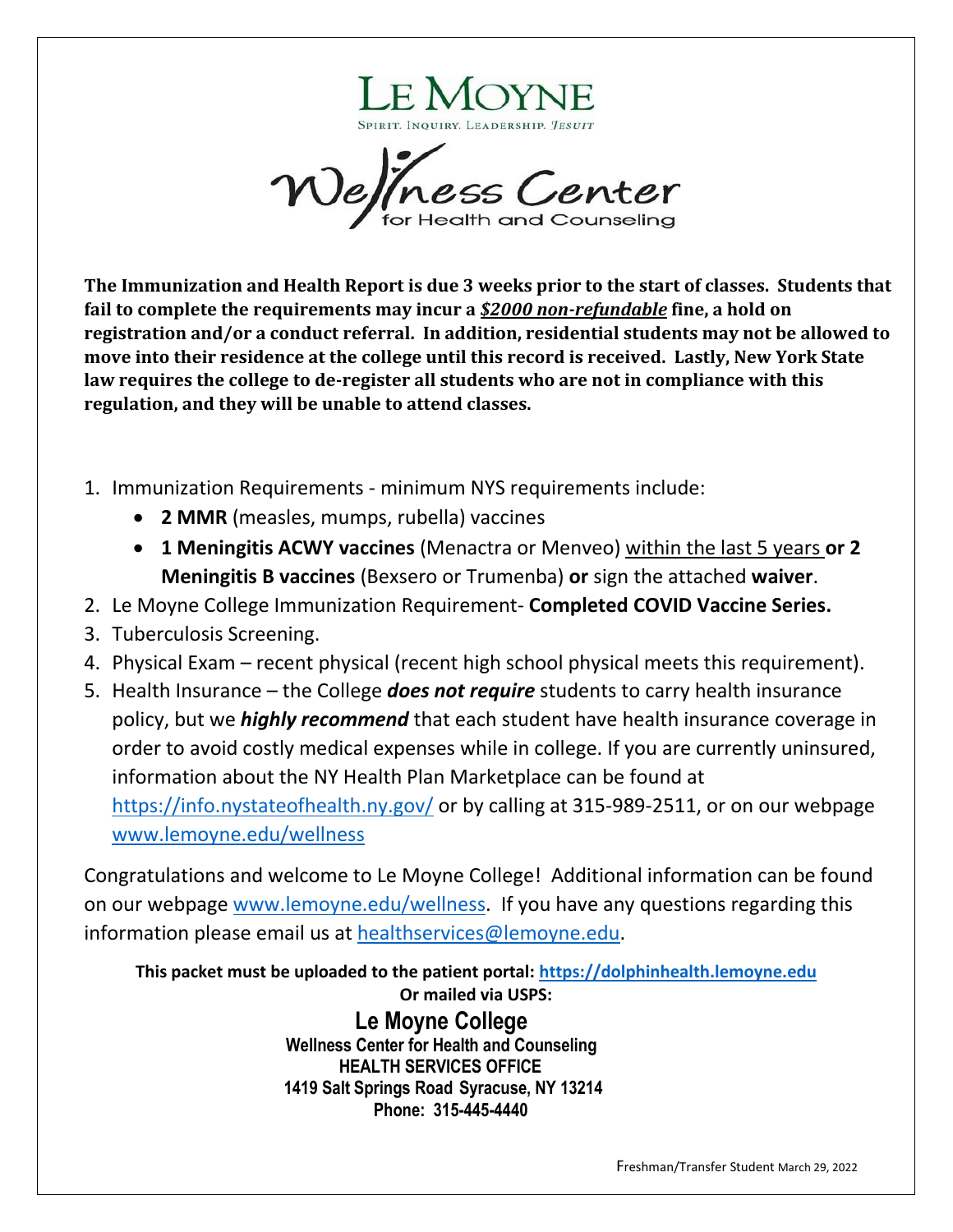# LE MOYNE

SPIRIT. INQUIRY. LEADERSHIP. *JESUIT*

## Wellness Center
for Health and Counseling

**The Immunization and Health Report is due 3 weeks prior to the start of classes. Students that fail to complete the requirements may incur a *$2000 non-refundable* fine, a hold on registration and/or a conduct referral. In addition, residential students may not be allowed to move into their residence at the college until this record is received. Lastly, New York State law requires the college to de-register all students who are not in compliance with this regulation, and they will be unable to attend classes.**

1. Immunization Requirements - minimum NYS requirements include:
   - **2 MMR** (measles, mumps, rubella) vaccines
   - **1 Meningitis ACWY vaccines** (Menactra or Menveo) within the last 5 years **or 2 Meningitis B vaccines** (Bexsero or Trumenba) **or** sign the attached **waiver**.
2. Le Moyne College Immunization Requirement- **Completed COVID Vaccine Series.**
3. Tuberculosis Screening.
4. Physical Exam – recent physical (recent high school physical meets this requirement).
5. Health Insurance – the College ***does not require*** students to carry health insurance policy, but we ***highly recommend*** that each student have health insurance coverage in order to avoid costly medical expenses while in college. If you are currently uninsured, information about the NY Health Plan Marketplace can be found at https://info.nystateofhealth.ny.gov/ or by calling at 315-989-2511, or on our webpage www.lemoyne.edu/wellness

Congratulations and welcome to Le Moyne College! Additional information can be found on our webpage www.lemoyne.edu/wellness. If you have any questions regarding this information please email us at healthservices@lemoyne.edu.

**This packet must be uploaded to the patient portal: https://dolphinhealth.lemoyne.edu**
**Or mailed via USPS:**

**Le Moyne College**
**Wellness Center for Health and Counseling**
**HEALTH SERVICES OFFICE**
**1419 Salt Springs Road Syracuse, NY 13214**
**Phone: 315-445-4440**

Freshman/Transfer Student March 29, 2022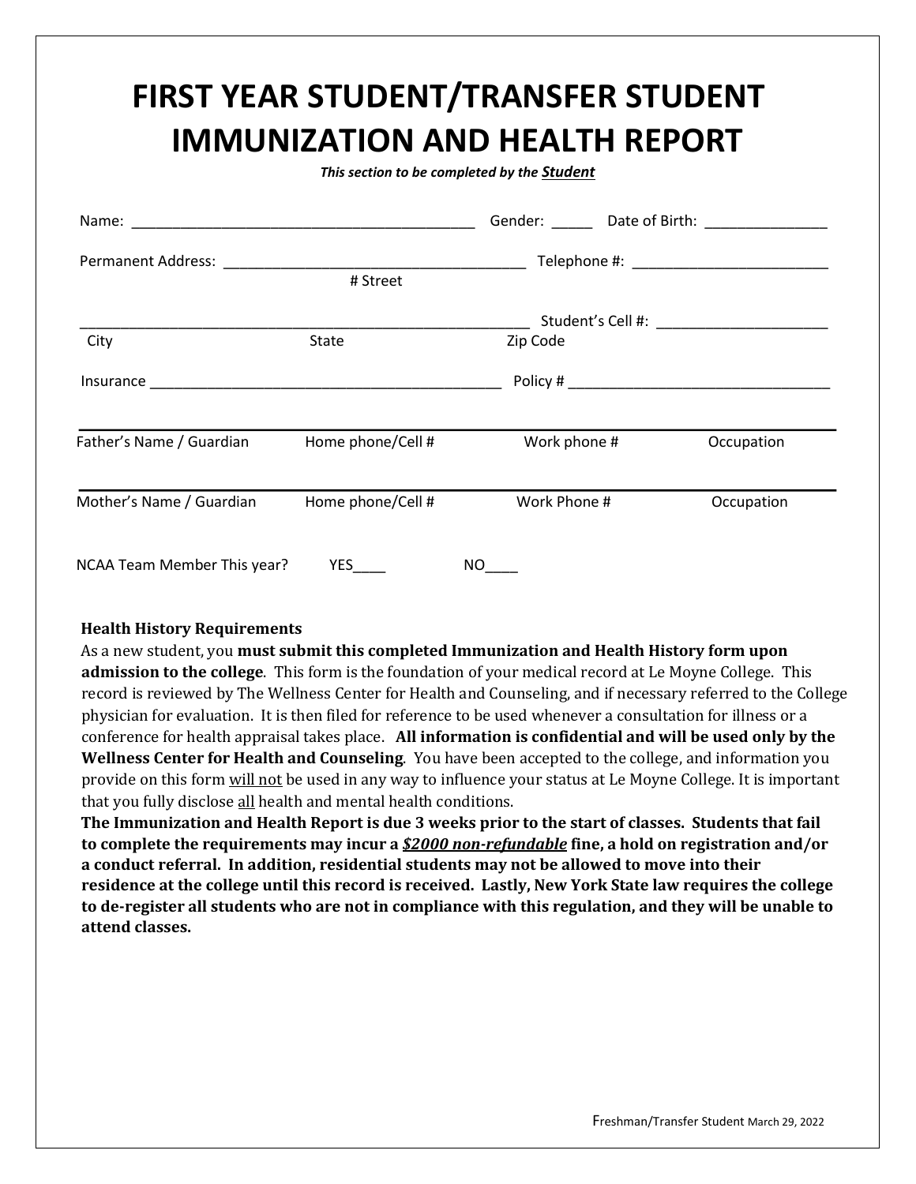# FIRST YEAR STUDENT/TRANSFER STUDENT IMMUNIZATION AND HEALTH REPORT

***This section to be completed by the Student***

Name: ___________________________________________ Gender: _____ Date of Birth: _______________

Permanent Address: ______________________________________ Telephone #: ________________________
# Street

__________________________________________________________ Student's Cell #: ______________________
City State Zip Code

Insurance ____________________________________________ Policy # ________________________________

| Father's Name / Guardian | Home phone/Cell # | Work phone # | Occupation |
|---|---|---|---|
| | | | |

| Mother's Name / Guardian | Home phone/Cell # | Work Phone # | Occupation |
|---|---|---|---|
| | | | |

NCAA Team Member This year? YES____ NO____

**Health History Requirements**

As a new student, you **must submit this completed Immunization and Health History form upon admission to the college**. This form is the foundation of your medical record at Le Moyne College. This record is reviewed by The Wellness Center for Health and Counseling, and if necessary referred to the College physician for evaluation. It is then filed for reference to be used whenever a consultation for illness or a conference for health appraisal takes place. **All information is confidential and will be used only by the Wellness Center for Health and Counseling**. You have been accepted to the college, and information you provide on this form will not be used in any way to influence your status at Le Moyne College. It is important that you fully disclose all health and mental health conditions.

**The Immunization and Health Report is due 3 weeks prior to the start of classes. Students that fail to complete the requirements may incur a *$2000 non-refundable* fine, a hold on registration and/or a conduct referral. In addition, residential students may not be allowed to move into their residence at the college until this record is received. Lastly, New York State law requires the college to de-register all students who are not in compliance with this regulation, and they will be unable to attend classes.**

Freshman/Transfer Student March 29, 2022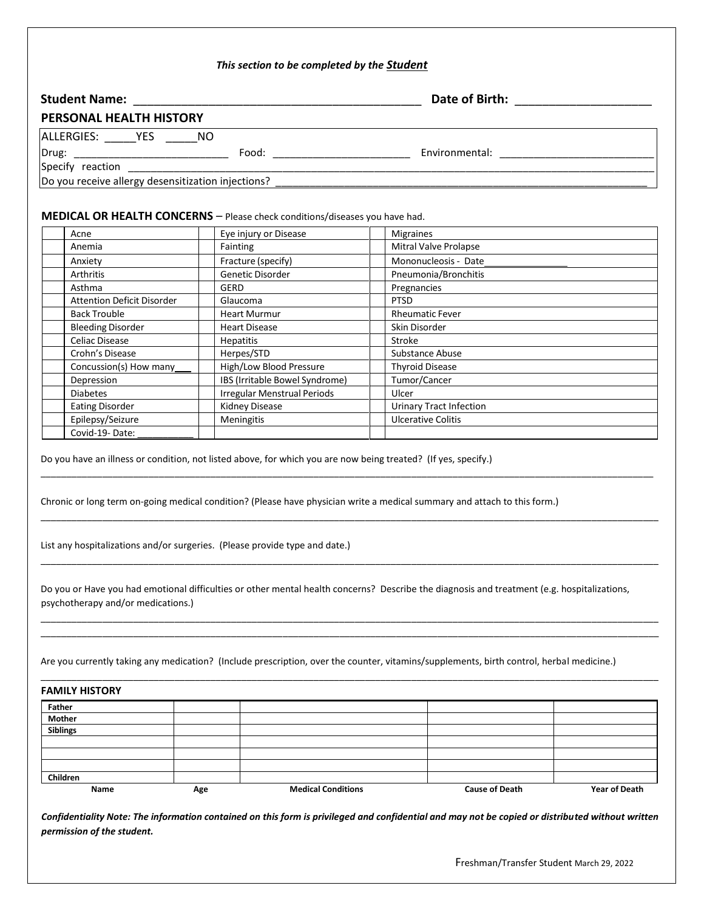***This section to be completed by the Student***

**Student Name:** _____________________________________________ **Date of Birth:** ____________________

## PERSONAL HEALTH HISTORY

ALLERGIES: _____YES _____NO

Drug: __________________________ Food: _______________________ Environmental: __________________________

Specify reaction ________________________________________________________________________________

Do you receive allergy desensitization injections? ______________________________________________________

**MEDICAL OR HEALTH CONCERNS** – Please check conditions/diseases you have had.

| | | | | | |
|---|---|---|---|---|---|
| | Acne | | Eye injury or Disease | | Migraines |
| | Anemia | | Fainting | | Mitral Valve Prolapse |
| | Anxiety | | Fracture (specify) | | Mononucleosis - Date_______________ |
| | Arthritis | | Genetic Disorder | | Pneumonia/Bronchitis |
| | Asthma | | GERD | | Pregnancies |
| | Attention Deficit Disorder | | Glaucoma | | PTSD |
| | Back Trouble | | Heart Murmur | | Rheumatic Fever |
| | Bleeding Disorder | | Heart Disease | | Skin Disorder |
| | Celiac Disease | | Hepatitis | | Stroke |
| | Crohn's Disease | | Herpes/STD | | Substance Abuse |
| | Concussion(s) How many___ | | High/Low Blood Pressure | | Thyroid Disease |
| | Depression | | IBS (Irritable Bowel Syndrome) | | Tumor/Cancer |
| | Diabetes | | Irregular Menstrual Periods | | Ulcer |
| | Eating Disorder | | Kidney Disease | | Urinary Tract Infection |
| | Epilepsy/Seizure | | Meningitis | | Ulcerative Colitis |
| | Covid-19- Date: __________ | | | | |

Do you have an illness or condition, not listed above, for which you are now being treated? (If yes, specify.)

______________________________________________________________________________________________

Chronic or long term on-going medical condition? (Please have physician write a medical summary and attach to this form.)

______________________________________________________________________________________________

List any hospitalizations and/or surgeries. (Please provide type and date.)

______________________________________________________________________________________________

Do you or Have you had emotional difficulties or other mental health concerns? Describe the diagnosis and treatment (e.g. hospitalizations, psychotherapy and/or medications.)

______________________________________________________________________________________________

______________________________________________________________________________________________

Are you currently taking any medication? (Include prescription, over the counter, vitamins/supplements, birth control, herbal medicine.)

______________________________________________________________________________________________

**FAMILY HISTORY**

| **Name** | **Age** | **Medical Conditions** | **Cause of Death** | **Year of Death** |
|---|---|---|---|---|
| **Father** | | | | |
| **Mother** | | | | |
| **Siblings** | | | | |
| | | | | |
| | | | | |
| | | | | |
| **Children** | | | | |

***Confidentiality Note: The information contained on this form is privileged and confidential and may not be copied or distributed without written permission of the student.***

Freshman/Transfer Student March 29, 2022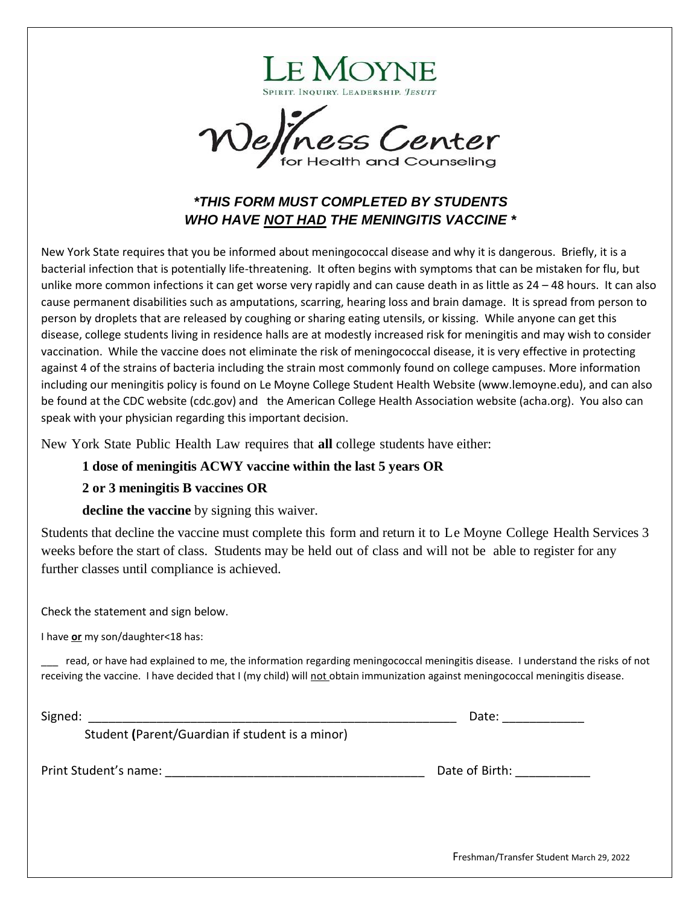# LE MOYNE

SPIRIT. INQUIRY. LEADERSHIP. *JESUIT*

## Wellness Center
for Health and Counseling

***\*THIS FORM MUST COMPLETED BY STUDENTS WHO HAVE NOT HAD THE MENINGITIS VACCINE \****

New York State requires that you be informed about meningococcal disease and why it is dangerous. Briefly, it is a bacterial infection that is potentially life-threatening. It often begins with symptoms that can be mistaken for flu, but unlike more common infections it can get worse very rapidly and can cause death in as little as 24 – 48 hours. It can also cause permanent disabilities such as amputations, scarring, hearing loss and brain damage. It is spread from person to person by droplets that are released by coughing or sharing eating utensils, or kissing. While anyone can get this disease, college students living in residence halls are at modestly increased risk for meningitis and may wish to consider vaccination. While the vaccine does not eliminate the risk of meningococcal disease, it is very effective in protecting against 4 of the strains of bacteria including the strain most commonly found on college campuses. More information including our meningitis policy is found on Le Moyne College Student Health Website (www.lemoyne.edu), and can also be found at the CDC website (cdc.gov) and the American College Health Association website (acha.org). You also can speak with your physician regarding this important decision.

New York State Public Health Law requires that **all** college students have either:

**1 dose of meningitis ACWY vaccine within the last 5 years OR**

**2 or 3 meningitis B vaccines OR**

**decline the vaccine** by signing this waiver.

Students that decline the vaccine must complete this form and return it to Le Moyne College Health Services 3 weeks before the start of class. Students may be held out of class and will not be able to register for any further classes until compliance is achieved.

Check the statement and sign below.

I have **or** my son/daughter<18 has:

___ read, or have had explained to me, the information regarding meningococcal meningitis disease. I understand the risks of not receiving the vaccine. I have decided that I (my child) will not obtain immunization against meningococcal meningitis disease.

Signed: ________________________________________________________ Date: ____________

Student **(**Parent/Guardian if student is a minor)

Print Student's name: ______________________________________ Date of Birth: ___________

Freshman/Transfer Student March 29, 2022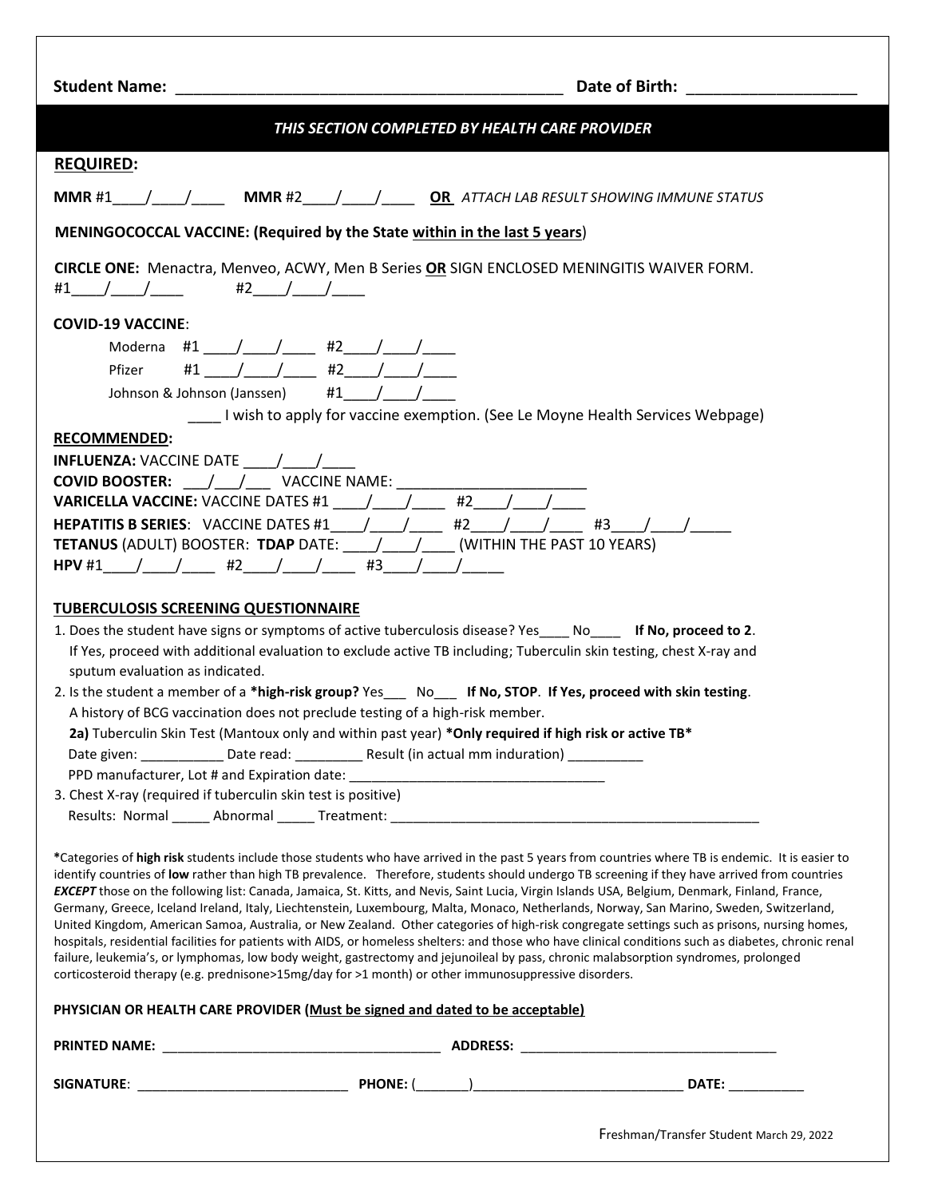**Student Name:** _____________________________________________ **Date of Birth:** __________________

***THIS SECTION COMPLETED BY HEALTH CARE PROVIDER***

**REQUIRED:**

**MMR** #1____/____/____ **MMR** #2____/____/____ **OR** *ATTACH LAB RESULT SHOWING IMMUNE STATUS*

**MENINGOCOCCAL VACCINE: (Required by the State within in the last 5 years)**

**CIRCLE ONE:** Menactra, Menveo, ACWY, Men B Series **OR** SIGN ENCLOSED MENINGITIS WAIVER FORM.
#1____/____/____ #2____/____/____

**COVID-19 VACCINE**:

Moderna #1 ____/____/____ #2____/____/____
Pfizer #1 ____/____/____ #2____/____/____
Johnson & Johnson (Janssen) #1____/____/____

____ I wish to apply for vaccine exemption. (See Le Moyne Health Services Webpage)

**RECOMMENDED:**

**INFLUENZA:** VACCINE DATE ____/____/____
**COVID BOOSTER:** ___/___/___ VACCINE NAME: _______________________
**VARICELLA VACCINE:** VACCINE DATES #1 ____/____/____ #2____/____/____
**HEPATITIS B SERIES**: VACCINE DATES #1____/____/____ #2____/____/____ #3____/____/_____
**TETANUS** (ADULT) BOOSTER: **TDAP** DATE: ____/____/____ (WITHIN THE PAST 10 YEARS)
**HPV** #1____/____/____ #2____/____/____ #3____/____/_____

**TUBERCULOSIS SCREENING QUESTIONNAIRE**

1. Does the student have signs or symptoms of active tuberculosis disease? Yes____ No____ **If No, proceed to 2**.
   If Yes, proceed with additional evaluation to exclude active TB including; Tuberculin skin testing, chest X-ray and sputum evaluation as indicated.
2. Is the student a member of a ***high-risk group?** Yes___ No___ **If No, STOP**. **If Yes, proceed with skin testing**.
   A history of BCG vaccination does not preclude testing of a high-risk member.
   **2a)** Tuberculin Skin Test (Mantoux only and within past year) ***Only required if high risk or active TB***
   Date given: ___________ Date read: _________ Result (in actual mm induration) __________
   PPD manufacturer, Lot # and Expiration date: _________________________________
3. Chest X-ray (required if tuberculin skin test is positive)
   Results: Normal _____ Abnormal _____ Treatment: ___________________________________________________

*Categories of **high risk** students include those students who have arrived in the past 5 years from countries where TB is endemic. It is easier to identify countries of **low** rather than high TB prevalence. Therefore, students should undergo TB screening if they have arrived from countries ***EXCEPT*** those on the following list: Canada, Jamaica, St. Kitts, and Nevis, Saint Lucia, Virgin Islands USA, Belgium, Denmark, Finland, France, Germany, Greece, Iceland Ireland, Italy, Liechtenstein, Luxembourg, Malta, Monaco, Netherlands, Norway, San Marino, Sweden, Switzerland, United Kingdom, American Samoa, Australia, or New Zealand. Other categories of high-risk congregate settings such as prisons, nursing homes, hospitals, residential facilities for patients with AIDS, or homeless shelters: and those who have clinical conditions such as diabetes, chronic renal failure, leukemia's, or lymphomas, low body weight, gastrectomy and jejunoileal by pass, chronic malabsorption syndromes, prolonged corticosteroid therapy (e.g. prednisone>15mg/day for >1 month) or other immunosuppressive disorders.

**PHYSICIAN OR HEALTH CARE PROVIDER (Must be signed and dated to be acceptable)**

**PRINTED NAME:** _____________________________________ **ADDRESS:** __________________________________

**SIGNATURE**: ____________________________ **PHONE:** (_______)____________________________ **DATE:** __________

Freshman/Transfer Student March 29, 2022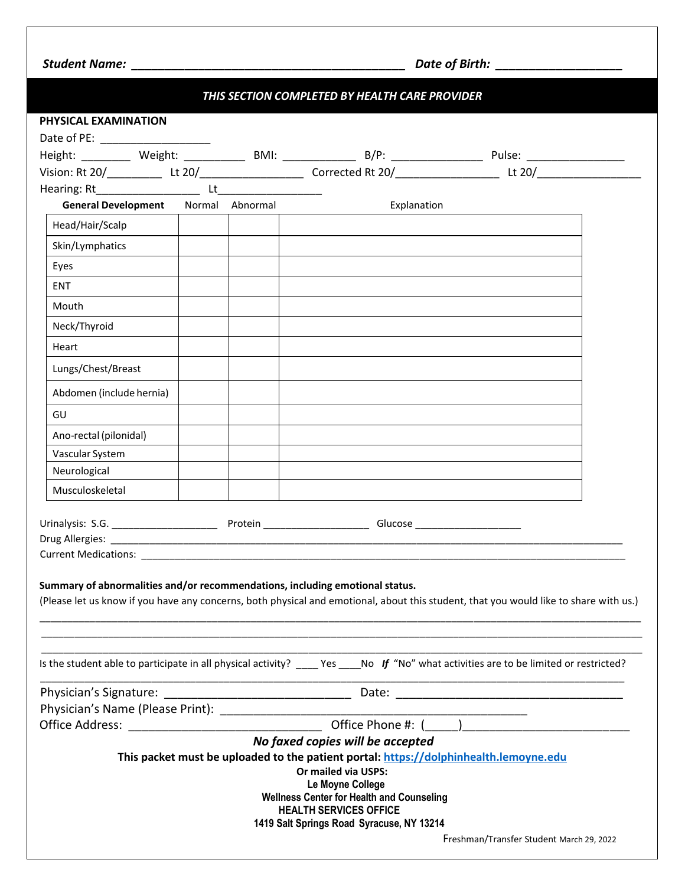***Student Name:* \_\_\_\_\_\_\_\_\_\_\_\_\_\_\_\_\_\_\_\_\_\_\_\_\_\_\_\_\_\_\_\_\_\_\_\_\_\_\_\_\_\_ *Date of Birth:* \_\_\_\_\_\_\_\_\_\_\_\_\_\_\_\_\_\_\_**

## *THIS SECTION COMPLETED BY HEALTH CARE PROVIDER*

**PHYSICAL EXAMINATION**

Date of PE: \_\_\_\_\_\_\_\_\_\_\_\_\_\_\_\_\_\_

Height: \_\_\_\_\_\_\_\_ Weight: \_\_\_\_\_\_\_\_\_\_ BMI: \_\_\_\_\_\_\_\_\_\_\_\_ B/P: \_\_\_\_\_\_\_\_\_\_\_\_\_\_\_ Pulse: \_\_\_\_\_\_\_\_\_\_\_\_\_\_\_\_

Vision: Rt 20/\_\_\_\_\_\_\_\_\_ Lt 20/\_\_\_\_\_\_\_\_\_\_\_\_\_\_\_\_\_ Corrected Rt 20/\_\_\_\_\_\_\_\_\_\_\_\_\_\_\_\_\_ Lt 20/\_\_\_\_\_\_\_\_\_\_\_\_\_\_\_\_\_

Hearing: Rt\_\_\_\_\_\_\_\_\_\_\_\_\_\_\_\_\_ Lt\_\_\_\_\_\_\_\_\_\_\_\_\_\_\_\_\_

| **General Development** | Normal | Abnormal | Explanation |
|---|---|---|---|
| Head/Hair/Scalp | | | |
| Skin/Lymphatics | | | |
| Eyes | | | |
| ENT | | | |
| Mouth | | | |
| Neck/Thyroid | | | |
| Heart | | | |
| Lungs/Chest/Breast | | | |
| Abdomen (include hernia) | | | |
| GU | | | |
| Ano-rectal (pilonidal) | | | |
| Vascular System | | | |
| Neurological | | | |
| Musculoskeletal | | | |

Urinalysis: S.G. \_\_\_\_\_\_\_\_\_\_\_\_\_\_\_\_\_\_\_ Protein \_\_\_\_\_\_\_\_\_\_\_\_\_\_\_\_\_\_\_ Glucose \_\_\_\_\_\_\_\_\_\_\_\_\_\_\_\_\_\_\_

Drug Allergies: \_\_\_\_\_\_\_\_\_\_\_\_\_\_\_\_\_\_\_\_\_\_\_\_\_\_\_\_\_\_\_\_\_\_\_\_\_\_\_\_\_\_\_\_\_\_\_\_\_\_\_\_\_\_\_\_\_\_\_\_\_\_\_\_\_\_\_\_\_\_\_\_\_\_\_\_\_\_

Current Medications: \_\_\_\_\_\_\_\_\_\_\_\_\_\_\_\_\_\_\_\_\_\_\_\_\_\_\_\_\_\_\_\_\_\_\_\_\_\_\_\_\_\_\_\_\_\_\_\_\_\_\_\_\_\_\_\_\_\_\_\_\_\_\_\_\_\_\_\_\_\_\_\_\_\_

**Summary of abnormalities and/or recommendations, including emotional status.**

(Please let us know if you have any concerns, both physical and emotional, about this student, that you would like to share with us.)

\_\_\_\_\_\_\_\_\_\_\_\_\_\_\_\_\_\_\_\_\_\_\_\_\_\_\_\_\_\_\_\_\_\_\_\_\_\_\_\_\_\_\_\_\_\_\_\_\_\_\_\_\_\_\_\_\_\_\_\_\_\_\_\_\_\_\_\_\_\_\_\_\_\_\_\_\_\_\_\_\_\_\_\_\_\_\_\_\_\_\_\_

\_\_\_\_\_\_\_\_\_\_\_\_\_\_\_\_\_\_\_\_\_\_\_\_\_\_\_\_\_\_\_\_\_\_\_\_\_\_\_\_\_\_\_\_\_\_\_\_\_\_\_\_\_\_\_\_\_\_\_\_\_\_\_\_\_\_\_\_\_\_\_\_\_\_\_\_\_\_\_\_\_\_\_\_\_\_\_\_\_\_\_\_

\_\_\_\_\_\_\_\_\_\_\_\_\_\_\_\_\_\_\_\_\_\_\_\_\_\_\_\_\_\_\_\_\_\_\_\_\_\_\_\_\_\_\_\_\_\_\_\_\_\_\_\_\_\_\_\_\_\_\_\_\_\_\_\_\_\_\_\_\_\_\_\_\_\_\_\_\_\_\_\_\_\_\_\_\_\_\_\_\_\_\_\_

Is the student able to participate in all physical activity? \_\_\_\_ Yes \_\_\_\_No ***If*** "No" what activities are to be limited or restricted?

\_\_\_\_\_\_\_\_\_\_\_\_\_\_\_\_\_\_\_\_\_\_\_\_\_\_\_\_\_\_\_\_\_\_\_\_\_\_\_\_\_\_\_\_\_\_\_\_\_\_\_\_\_\_\_\_\_\_\_\_\_\_\_\_\_\_\_\_\_\_\_\_\_\_\_\_\_\_\_\_\_\_\_\_\_\_\_\_\_\_\_\_

Physician's Signature: \_\_\_\_\_\_\_\_\_\_\_\_\_\_\_\_\_\_\_\_\_\_\_\_\_\_\_\_\_ Date: \_\_\_\_\_\_\_\_\_\_\_\_\_\_\_\_\_\_\_\_\_\_\_\_\_\_\_\_\_\_\_\_\_\_\_

Physician's Name (Please Print): \_\_\_\_\_\_\_\_\_\_\_\_\_\_\_\_\_\_\_\_\_\_\_\_\_\_\_\_\_\_\_\_\_\_\_\_\_\_\_\_\_\_\_\_\_\_\_\_

Office Address: \_\_\_\_\_\_\_\_\_\_\_\_\_\_\_\_\_\_\_\_\_\_\_\_\_\_\_\_\_\_ Office Phone #: (\_\_\_\_\_)\_\_\_\_\_\_\_\_\_\_\_\_\_\_\_\_\_\_\_\_\_\_\_\_\_\_

***No faxed copies will be accepted***

**This packet must be uploaded to the patient portal: [https://dolphinhealth.lemoyne.edu](https://dolphinhealth.lemoyne.edu)**

**Or mailed via USPS:**
**Le Moyne College**
**Wellness Center for Health and Counseling**
**HEALTH SERVICES OFFICE**
**1419 Salt Springs Road Syracuse, NY 13214**

Freshman/Transfer Student March 29, 2022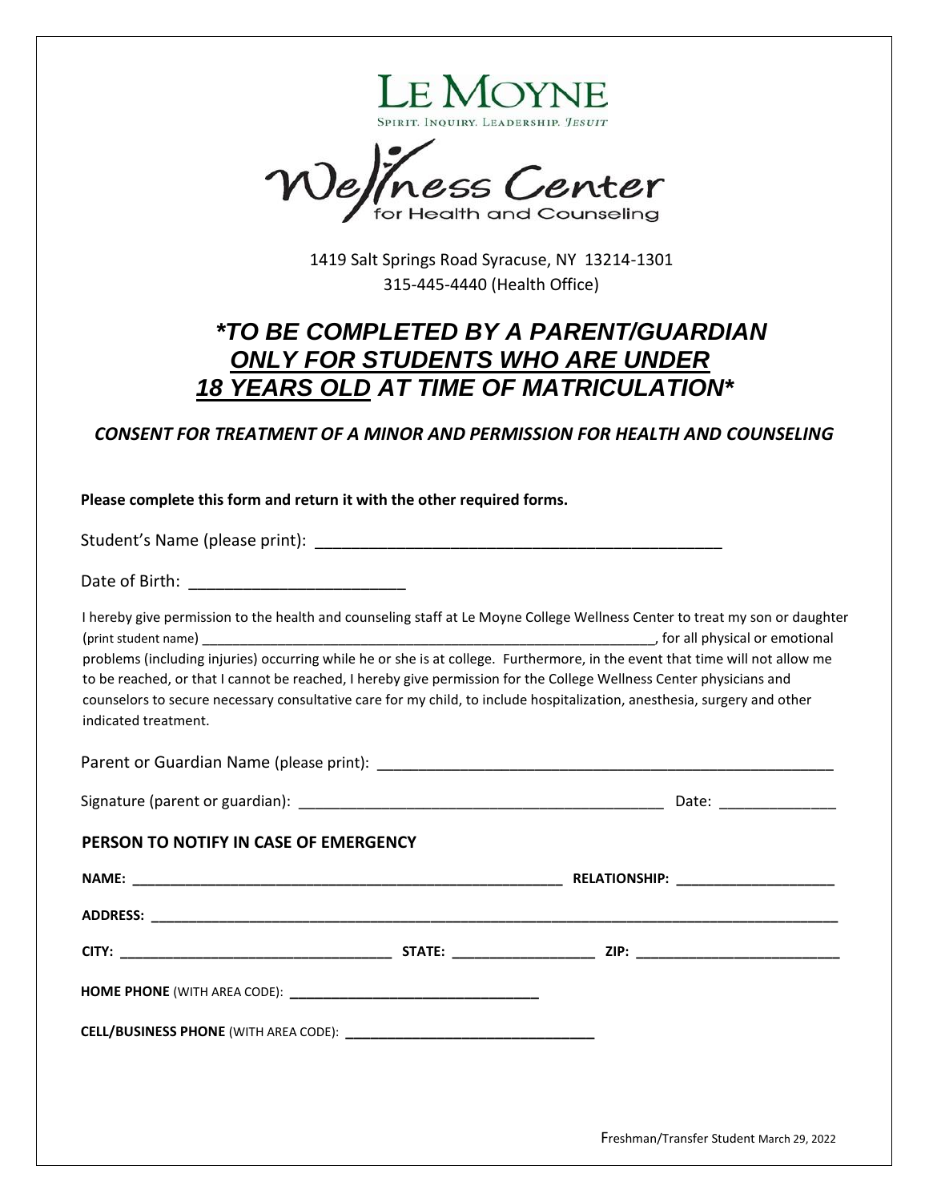# LE MOYNE

SPIRIT. INQUIRY. LEADERSHIP. *JESUIT*

## Wellness Center

for Health and Counseling

1419 Salt Springs Road Syracuse, NY 13214-1301
315-445-4440 (Health Office)

## *\*TO BE COMPLETED BY A PARENT/GUARDIAN <u>ONLY FOR STUDENTS WHO ARE UNDER</u> <u>18 YEARS OLD</u> AT TIME OF MATRICULATION\**

### *CONSENT FOR TREATMENT OF A MINOR AND PERMISSION FOR HEALTH AND COUNSELING*

**Please complete this form and return it with the other required forms.**

Student's Name (please print): ____________________________________________

Date of Birth: ________________________

I hereby give permission to the health and counseling staff at Le Moyne College Wellness Center to treat my son or daughter (print student name) ______________________________________________________________, for all physical or emotional problems (including injuries) occurring while he or she is at college. Furthermore, in the event that time will not allow me to be reached, or that I cannot be reached, I hereby give permission for the College Wellness Center physicians and counselors to secure necessary consultative care for my child, to include hospitalization, anesthesia, surgery and other indicated treatment.

Parent or Guardian Name (please print): ____________________________________________________

Signature (parent or guardian): ____________________________________________ Date: ______________

**PERSON TO NOTIFY IN CASE OF EMERGENCY**

**NAME:** _____________________________________________________ **RELATIONSHIP:** ____________________

**ADDRESS:** ______________________________________________________________________________________

**CITY:** __________________________________ **STATE:** __________________ **ZIP:** __________________________

**HOME PHONE** (WITH AREA CODE): ________________________________

**CELL/BUSINESS PHONE** (WITH AREA CODE): ________________________________

Freshman/Transfer Student March 29, 2022